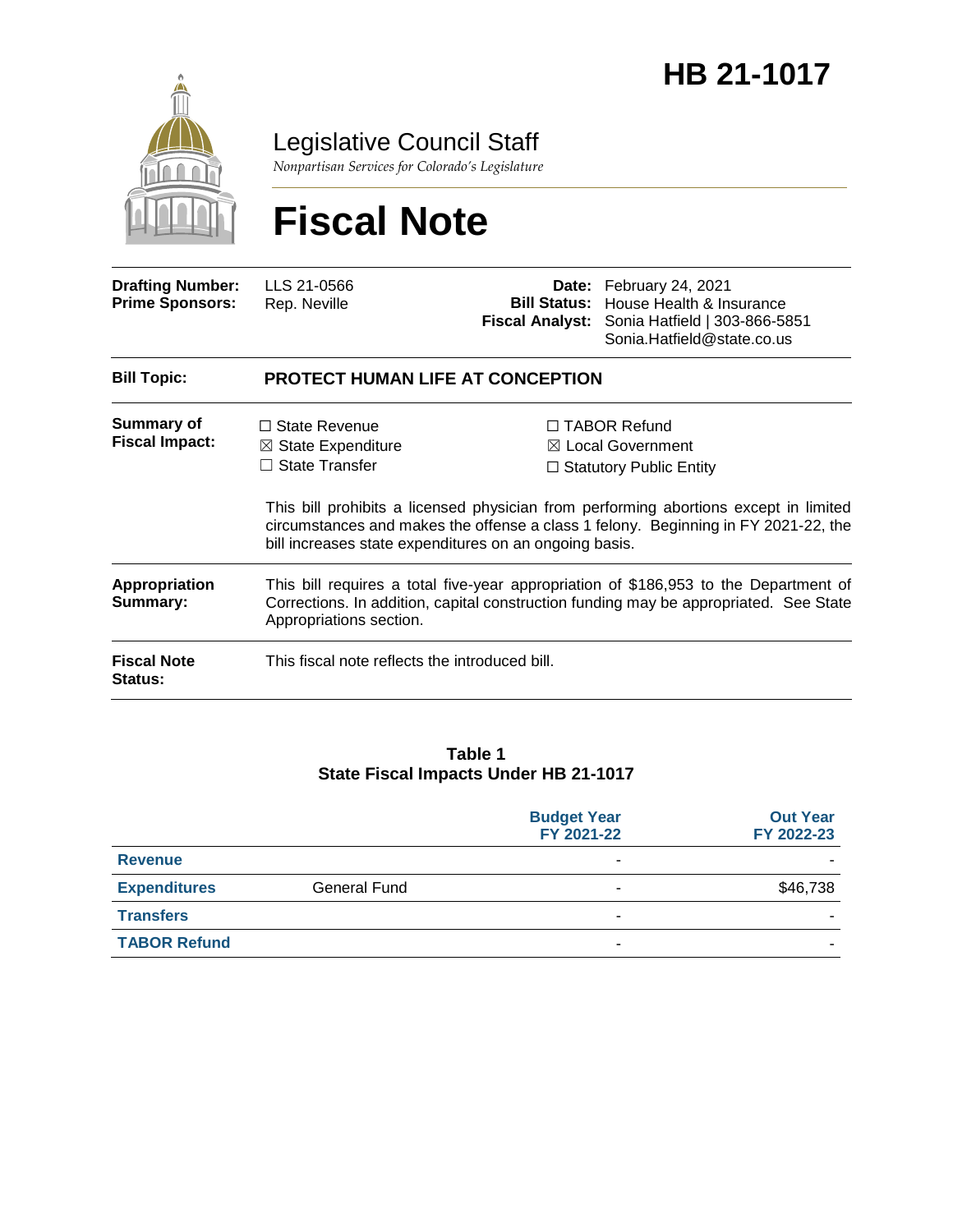# HB 21-1017

Legislative Council Staff

*Nonpartisan Services for Colorado's Legislature*

# Fiscal Note

| | | | |
|---|---|---|---|
| **Drafting Number:** | LLS 21-0566 | **Date:** | February 24, 2021 |
| **Prime Sponsors:** | Rep. Neville | **Bill Status:** | House Health & Insurance |
| | | **Fiscal Analyst:** | Sonia Hatfield \| 303-866-5851 Sonia.Hatfield@state.co.us |

**Bill Topic:** **PROTECT HUMAN LIFE AT CONCEPTION**

**Summary of Fiscal Impact:**

- ☐ State Revenue
- ☒ State Expenditure
- ☐ State Transfer
- ☐ TABOR Refund
- ☒ Local Government
- ☐ Statutory Public Entity

This bill prohibits a licensed physician from performing abortions except in limited circumstances and makes the offense a class 1 felony. Beginning in FY 2021-22, the bill increases state expenditures on an ongoing basis.

**Appropriation Summary:** This bill requires a total five-year appropriation of $186,953 to the Department of Corrections. In addition, capital construction funding may be appropriated. See State Appropriations section.

**Fiscal Note Status:** This fiscal note reflects the introduced bill.

**Table 1**
**State Fiscal Impacts Under HB 21-1017**

| | | Budget Year FY 2021-22 | Out Year FY 2022-23 |
|---|---|---|---|
| **Revenue** | | - | - |
| **Expenditures** | General Fund | - | $46,738 |
| **Transfers** | | - | - |
| **TABOR Refund** | | - | - |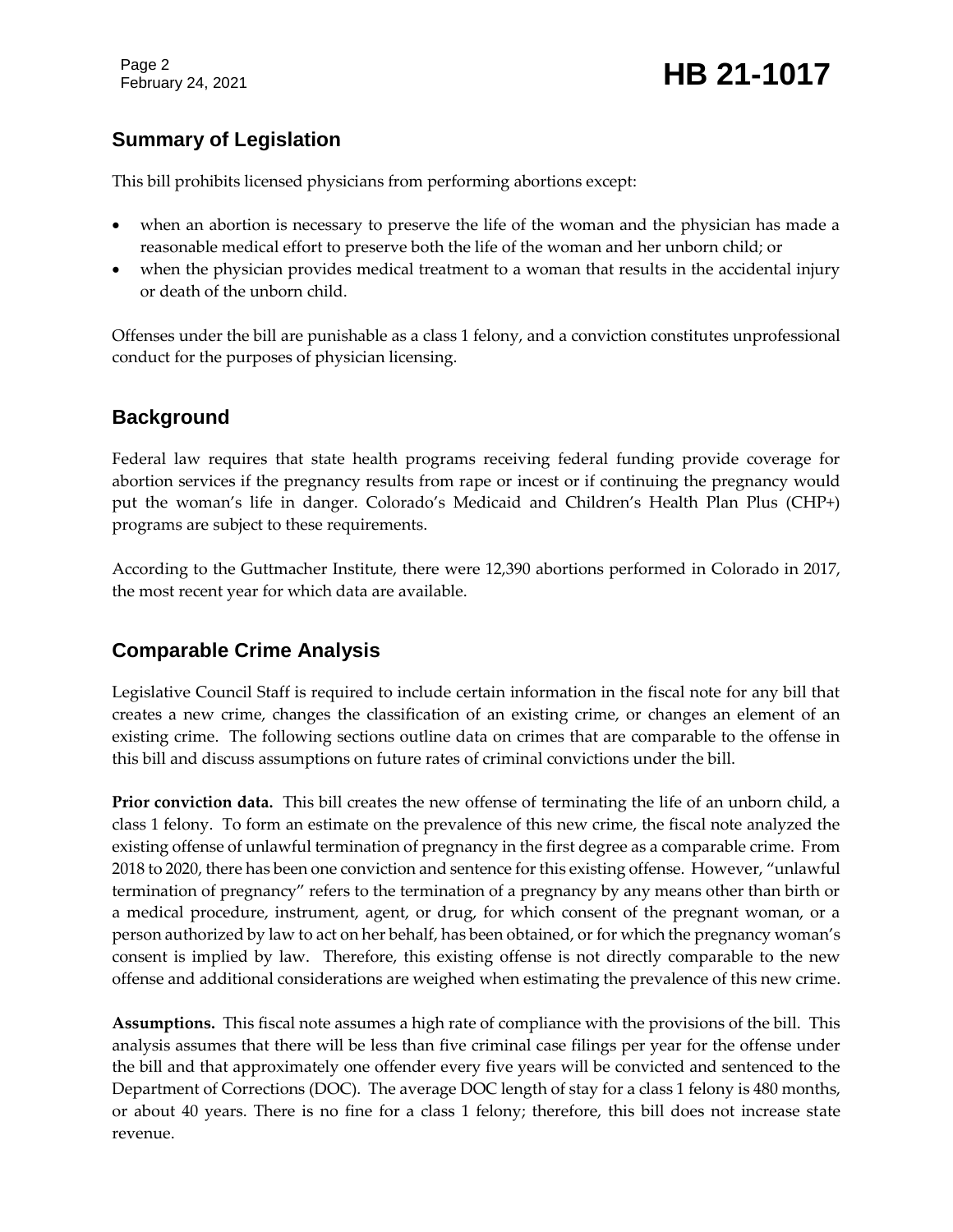## Summary of Legislation

This bill prohibits licensed physicians from performing abortions except:

- when an abortion is necessary to preserve the life of the woman and the physician has made a reasonable medical effort to preserve both the life of the woman and her unborn child; or
- when the physician provides medical treatment to a woman that results in the accidental injury or death of the unborn child.

Offenses under the bill are punishable as a class 1 felony, and a conviction constitutes unprofessional conduct for the purposes of physician licensing.

## Background

Federal law requires that state health programs receiving federal funding provide coverage for abortion services if the pregnancy results from rape or incest or if continuing the pregnancy would put the woman's life in danger. Colorado's Medicaid and Children's Health Plan Plus (CHP+) programs are subject to these requirements.

According to the Guttmacher Institute, there were 12,390 abortions performed in Colorado in 2017, the most recent year for which data are available.

## Comparable Crime Analysis

Legislative Council Staff is required to include certain information in the fiscal note for any bill that creates a new crime, changes the classification of an existing crime, or changes an element of an existing crime. The following sections outline data on crimes that are comparable to the offense in this bill and discuss assumptions on future rates of criminal convictions under the bill.

**Prior conviction data.** This bill creates the new offense of terminating the life of an unborn child, a class 1 felony. To form an estimate on the prevalence of this new crime, the fiscal note analyzed the existing offense of unlawful termination of pregnancy in the first degree as a comparable crime. From 2018 to 2020, there has been one conviction and sentence for this existing offense. However, "unlawful termination of pregnancy" refers to the termination of a pregnancy by any means other than birth or a medical procedure, instrument, agent, or drug, for which consent of the pregnant woman, or a person authorized by law to act on her behalf, has been obtained, or for which the pregnancy woman's consent is implied by law. Therefore, this existing offense is not directly comparable to the new offense and additional considerations are weighed when estimating the prevalence of this new crime.

**Assumptions.** This fiscal note assumes a high rate of compliance with the provisions of the bill. This analysis assumes that there will be less than five criminal case filings per year for the offense under the bill and that approximately one offender every five years will be convicted and sentenced to the Department of Corrections (DOC). The average DOC length of stay for a class 1 felony is 480 months, or about 40 years. There is no fine for a class 1 felony; therefore, this bill does not increase state revenue.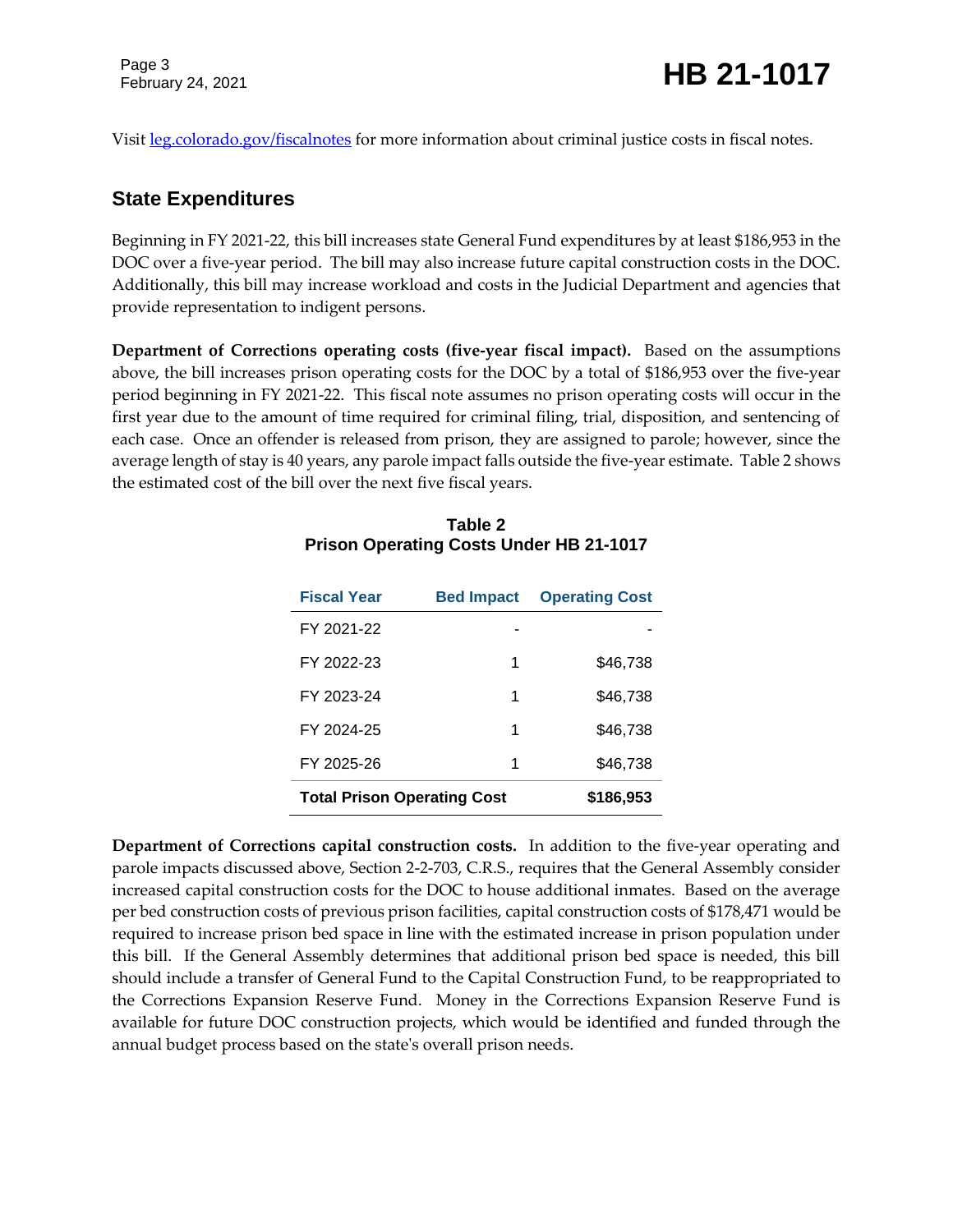Visit [leg.colorado.gov/fiscalnotes](leg.colorado.gov/fiscalnotes) for more information about criminal justice costs in fiscal notes.

## State Expenditures

Beginning in FY 2021-22, this bill increases state General Fund expenditures by at least $186,953 in the DOC over a five-year period. The bill may also increase future capital construction costs in the DOC. Additionally, this bill may increase workload and costs in the Judicial Department and agencies that provide representation to indigent persons.

**Department of Corrections operating costs (five-year fiscal impact).** Based on the assumptions above, the bill increases prison operating costs for the DOC by a total of $186,953 over the five-year period beginning in FY 2021-22. This fiscal note assumes no prison operating costs will occur in the first year due to the amount of time required for criminal filing, trial, disposition, and sentencing of each case. Once an offender is released from prison, they are assigned to parole; however, since the average length of stay is 40 years, any parole impact falls outside the five-year estimate. Table 2 shows the estimated cost of the bill over the next five fiscal years.

**Table 2**
**Prison Operating Costs Under HB 21-1017**

| Fiscal Year | Bed Impact | Operating Cost |
|---|---|---|
| FY 2021-22 | - | - |
| FY 2022-23 | 1 | $46,738 |
| FY 2023-24 | 1 | $46,738 |
| FY 2024-25 | 1 | $46,738 |
| FY 2025-26 | 1 | $46,738 |
| **Total Prison Operating Cost** | | **$186,953** |

**Department of Corrections capital construction costs.** In addition to the five-year operating and parole impacts discussed above, Section 2-2-703, C.R.S., requires that the General Assembly consider increased capital construction costs for the DOC to house additional inmates. Based on the average per bed construction costs of previous prison facilities, capital construction costs of $178,471 would be required to increase prison bed space in line with the estimated increase in prison population under this bill. If the General Assembly determines that additional prison bed space is needed, this bill should include a transfer of General Fund to the Capital Construction Fund, to be reappropriated to the Corrections Expansion Reserve Fund. Money in the Corrections Expansion Reserve Fund is available for future DOC construction projects, which would be identified and funded through the annual budget process based on the state's overall prison needs.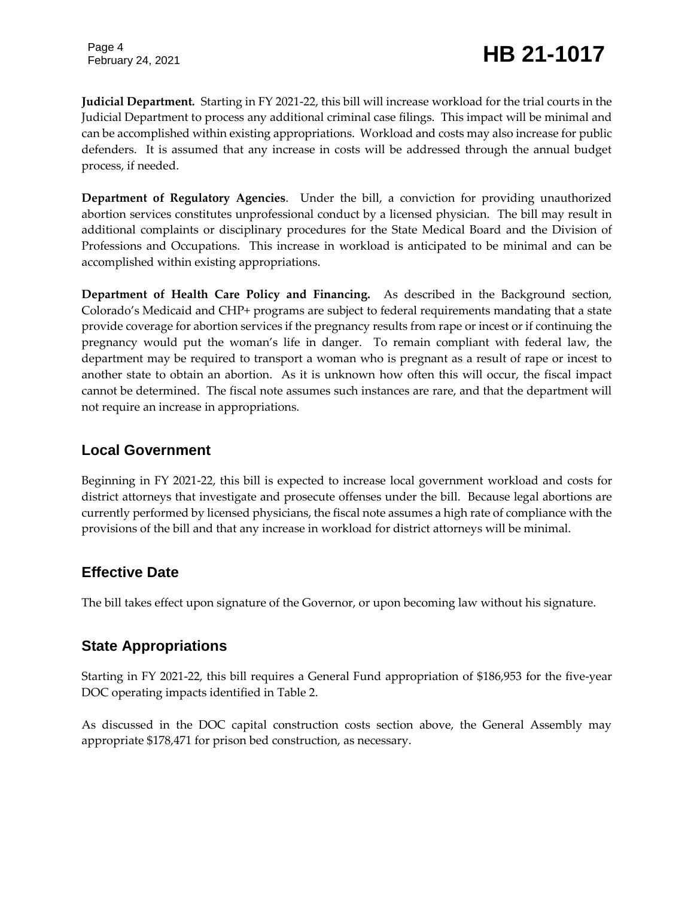**Judicial Department.** Starting in FY 2021-22, this bill will increase workload for the trial courts in the Judicial Department to process any additional criminal case filings. This impact will be minimal and can be accomplished within existing appropriations. Workload and costs may also increase for public defenders. It is assumed that any increase in costs will be addressed through the annual budget process, if needed.

**Department of Regulatory Agencies**. Under the bill, a conviction for providing unauthorized abortion services constitutes unprofessional conduct by a licensed physician. The bill may result in additional complaints or disciplinary procedures for the State Medical Board and the Division of Professions and Occupations. This increase in workload is anticipated to be minimal and can be accomplished within existing appropriations.

**Department of Health Care Policy and Financing.** As described in the Background section, Colorado's Medicaid and CHP+ programs are subject to federal requirements mandating that a state provide coverage for abortion services if the pregnancy results from rape or incest or if continuing the pregnancy would put the woman's life in danger. To remain compliant with federal law, the department may be required to transport a woman who is pregnant as a result of rape or incest to another state to obtain an abortion. As it is unknown how often this will occur, the fiscal impact cannot be determined. The fiscal note assumes such instances are rare, and that the department will not require an increase in appropriations.

## Local Government

Beginning in FY 2021-22, this bill is expected to increase local government workload and costs for district attorneys that investigate and prosecute offenses under the bill. Because legal abortions are currently performed by licensed physicians, the fiscal note assumes a high rate of compliance with the provisions of the bill and that any increase in workload for district attorneys will be minimal.

## Effective Date

The bill takes effect upon signature of the Governor, or upon becoming law without his signature.

## State Appropriations

Starting in FY 2021-22, this bill requires a General Fund appropriation of $186,953 for the five-year DOC operating impacts identified in Table 2.

As discussed in the DOC capital construction costs section above, the General Assembly may appropriate $178,471 for prison bed construction, as necessary.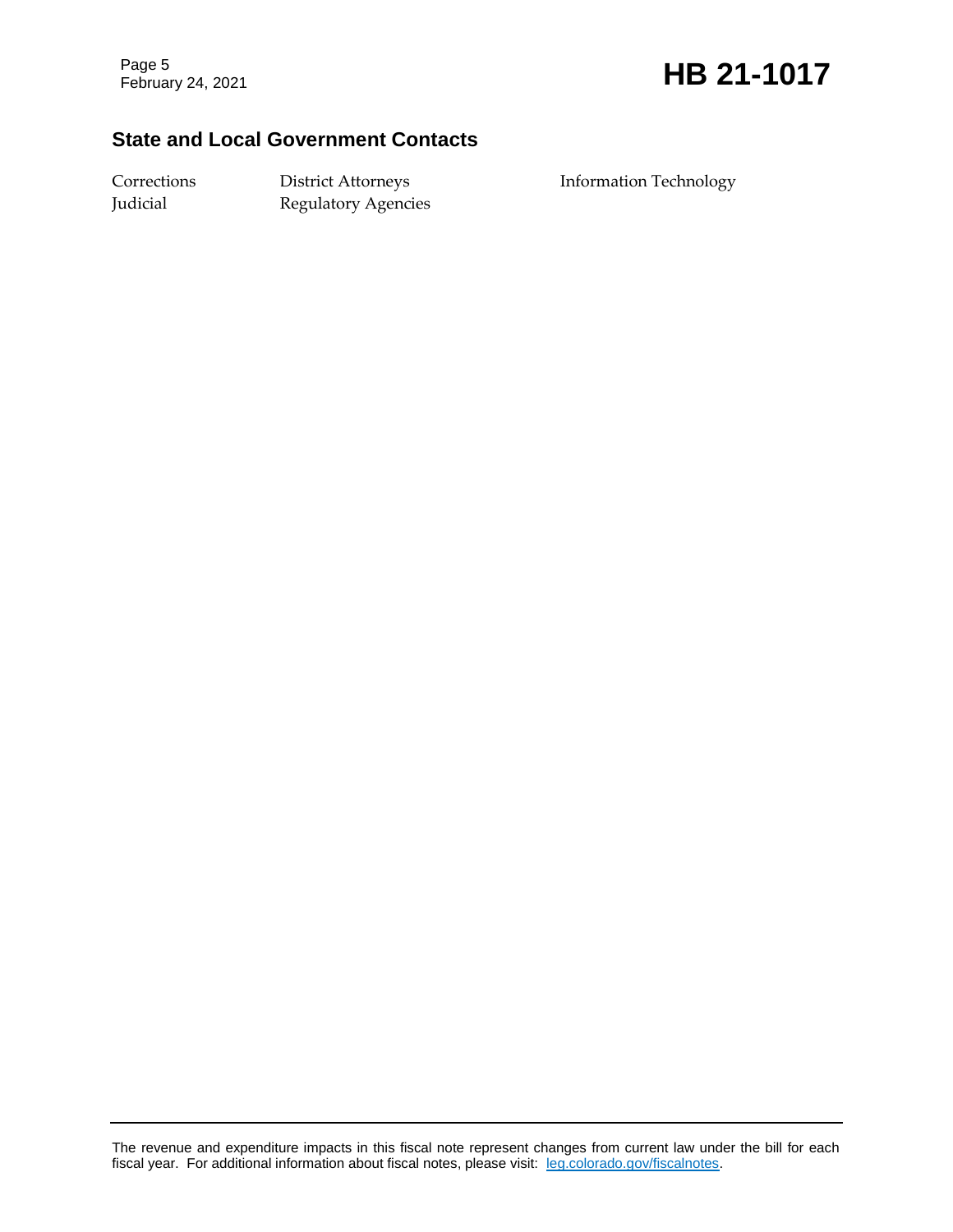## State and Local Government Contacts

| | | |
|---|---|---|
| Corrections | District Attorneys | Information Technology |
| Judicial | Regulatory Agencies | |

The revenue and expenditure impacts in this fiscal note represent changes from current law under the bill for each fiscal year. For additional information about fiscal notes, please visit: [leg.colorado.gov/fiscalnotes](leg.colorado.gov/fiscalnotes).